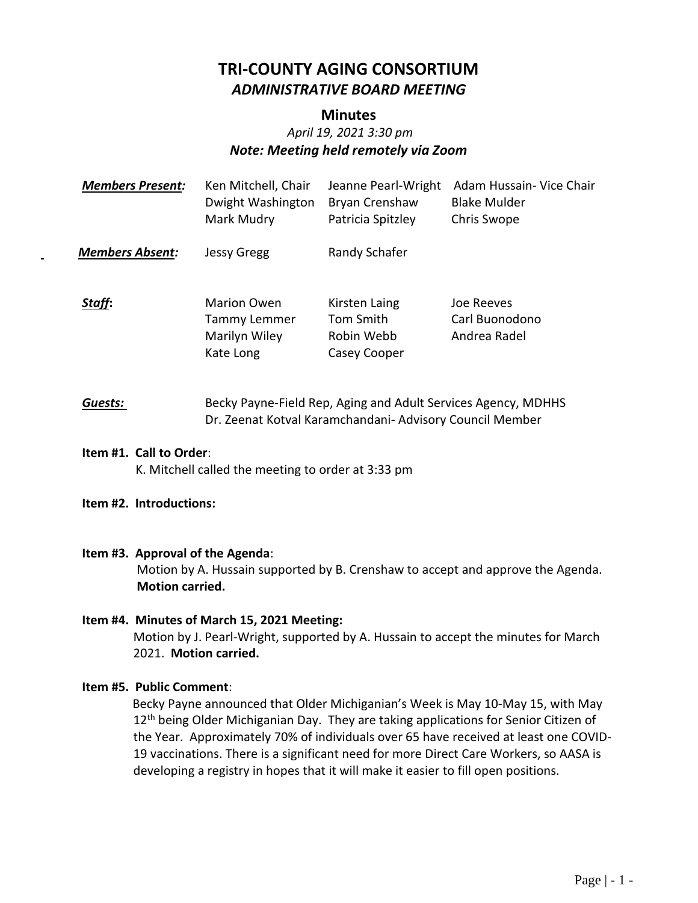# TRI-COUNTY AGING CONSORTIUM

## *ADMINISTRATIVE BOARD MEETING*

### Minutes

*April 19, 2021 3:30 pm*

***Note: Meeting held remotely via Zoom***

| | | | |
|---|---|---|---|
| ***Members Present:*** | Ken Mitchell, Chair | Jeanne Pearl-Wright | Adam Hussain- Vice Chair |
| | Dwight Washington | Bryan Crenshaw | Blake Mulder |
| | Mark Mudry | Patricia Spitzley | Chris Swope |
| ***Members Absent:*** | Jessy Gregg | Randy Schafer | |
| ***Staff:*** | Marion Owen | Kirsten Laing | Joe Reeves |
| | Tammy Lemmer | Tom Smith | Carl Buonodono |
| | Marilyn Wiley | Robin Webb | Andrea Radel |
| | Kate Long | Casey Cooper | |

***Guests:*** Becky Payne-Field Rep, Aging and Adult Services Agency, MDHHS
Dr. Zeenat Kotval Karamchandani- Advisory Council Member

**Item #1. Call to Order**:
K. Mitchell called the meeting to order at 3:33 pm

**Item #2. Introductions:**

**Item #3. Approval of the Agenda**:
Motion by A. Hussain supported by B. Crenshaw to accept and approve the Agenda. **Motion carried.**

**Item #4. Minutes of March 15, 2021 Meeting:**
Motion by J. Pearl-Wright, supported by A. Hussain to accept the minutes for March 2021. **Motion carried.**

**Item #5. Public Comment**:
Becky Payne announced that Older Michiganian's Week is May 10-May 15, with May 12th being Older Michiganian Day. They are taking applications for Senior Citizen of the Year. Approximately 70% of individuals over 65 have received at least one COVID-19 vaccinations. There is a significant need for more Direct Care Workers, so AASA is developing a registry in hopes that it will make it easier to fill open positions.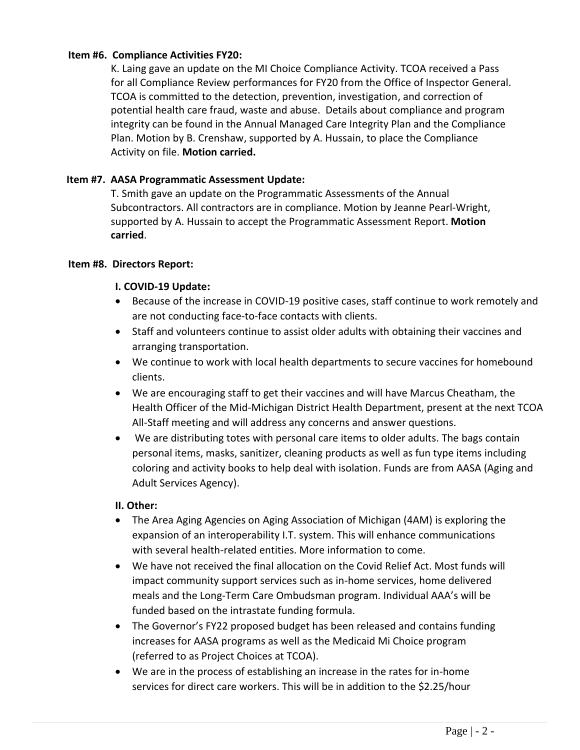**Item #6. Compliance Activities FY20:**

K. Laing gave an update on the MI Choice Compliance Activity. TCOA received a Pass for all Compliance Review performances for FY20 from the Office of Inspector General. TCOA is committed to the detection, prevention, investigation, and correction of potential health care fraud, waste and abuse. Details about compliance and program integrity can be found in the Annual Managed Care Integrity Plan and the Compliance Plan. Motion by B. Crenshaw, supported by A. Hussain, to place the Compliance Activity on file. **Motion carried.**

**Item #7. AASA Programmatic Assessment Update:**

T. Smith gave an update on the Programmatic Assessments of the Annual Subcontractors. All contractors are in compliance. Motion by Jeanne Pearl-Wright, supported by A. Hussain to accept the Programmatic Assessment Report. **Motion carried**.

**Item #8. Directors Report:**

**I. COVID-19 Update:**

- Because of the increase in COVID-19 positive cases, staff continue to work remotely and are not conducting face-to-face contacts with clients.
- Staff and volunteers continue to assist older adults with obtaining their vaccines and arranging transportation.
- We continue to work with local health departments to secure vaccines for homebound clients.
- We are encouraging staff to get their vaccines and will have Marcus Cheatham, the Health Officer of the Mid-Michigan District Health Department, present at the next TCOA All-Staff meeting and will address any concerns and answer questions.
- We are distributing totes with personal care items to older adults. The bags contain personal items, masks, sanitizer, cleaning products as well as fun type items including coloring and activity books to help deal with isolation. Funds are from AASA (Aging and Adult Services Agency).

**II. Other:**

- The Area Aging Agencies on Aging Association of Michigan (4AM) is exploring the expansion of an interoperability I.T. system. This will enhance communications with several health-related entities. More information to come.
- We have not received the final allocation on the Covid Relief Act. Most funds will impact community support services such as in-home services, home delivered meals and the Long-Term Care Ombudsman program. Individual AAA's will be funded based on the intrastate funding formula.
- The Governor's FY22 proposed budget has been released and contains funding increases for AASA programs as well as the Medicaid Mi Choice program (referred to as Project Choices at TCOA).
- We are in the process of establishing an increase in the rates for in-home services for direct care workers. This will be in addition to the $2.25/hour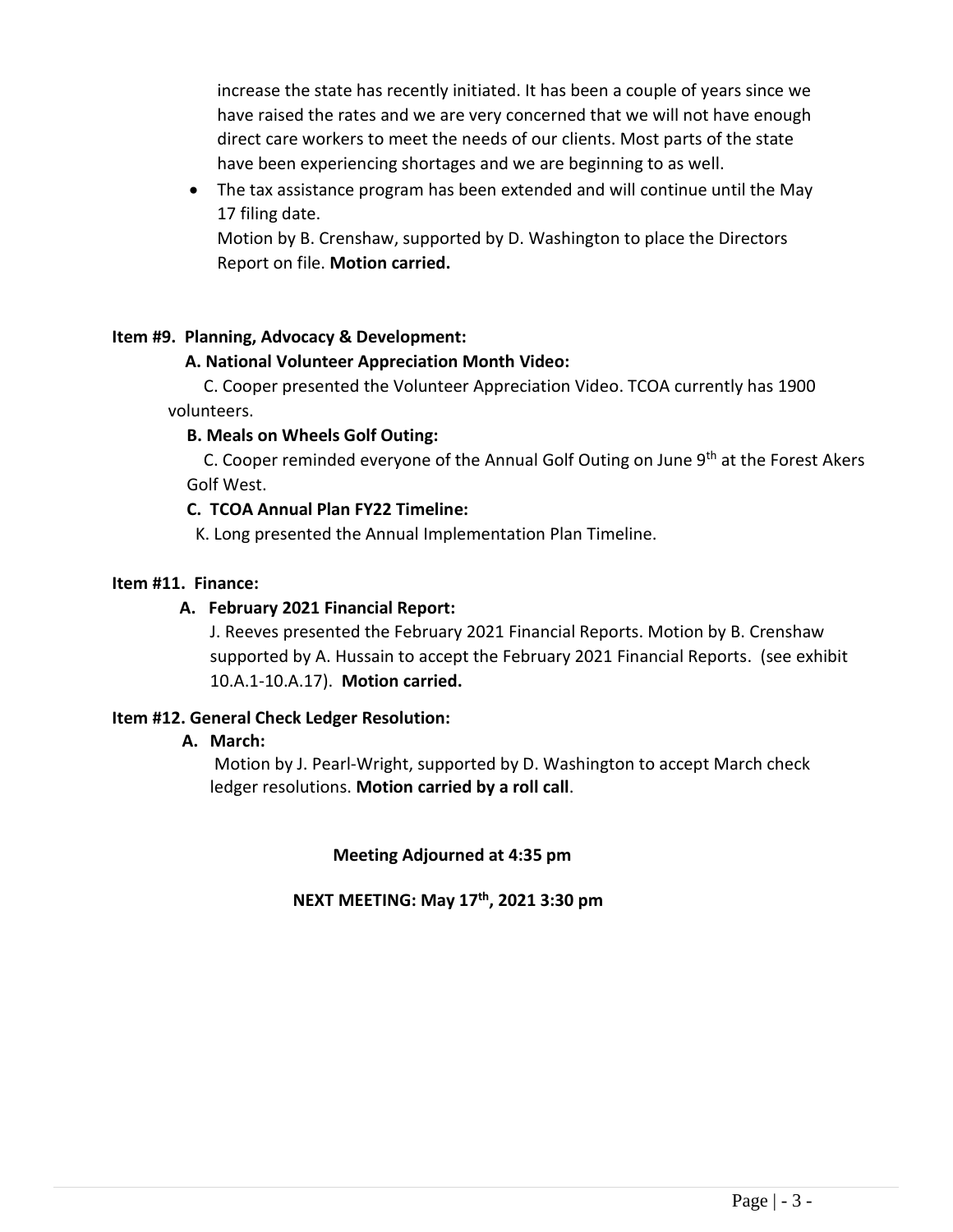increase the state has recently initiated. It has been a couple of years since we have raised the rates and we are very concerned that we will not have enough direct care workers to meet the needs of our clients. Most parts of the state have been experiencing shortages and we are beginning to as well.

- The tax assistance program has been extended and will continue until the May 17 filing date.

  Motion by B. Crenshaw, supported by D. Washington to place the Directors Report on file. **Motion carried.**

**Item #9. Planning, Advocacy & Development:**

**A. National Volunteer Appreciation Month Video:**

C. Cooper presented the Volunteer Appreciation Video. TCOA currently has 1900 volunteers.

**B. Meals on Wheels Golf Outing:**

C. Cooper reminded everyone of the Annual Golf Outing on June 9th at the Forest Akers Golf West.

**C. TCOA Annual Plan FY22 Timeline:**

K. Long presented the Annual Implementation Plan Timeline.

**Item #11. Finance:**

**A. February 2021 Financial Report:**

J. Reeves presented the February 2021 Financial Reports. Motion by B. Crenshaw supported by A. Hussain to accept the February 2021 Financial Reports. (see exhibit 10.A.1-10.A.17). **Motion carried.**

**Item #12. General Check Ledger Resolution:**

**A. March:**

Motion by J. Pearl-Wright, supported by D. Washington to accept March check ledger resolutions. **Motion carried by a roll call**.

**Meeting Adjourned at 4:35 pm**

**NEXT MEETING: May 17th, 2021 3:30 pm**